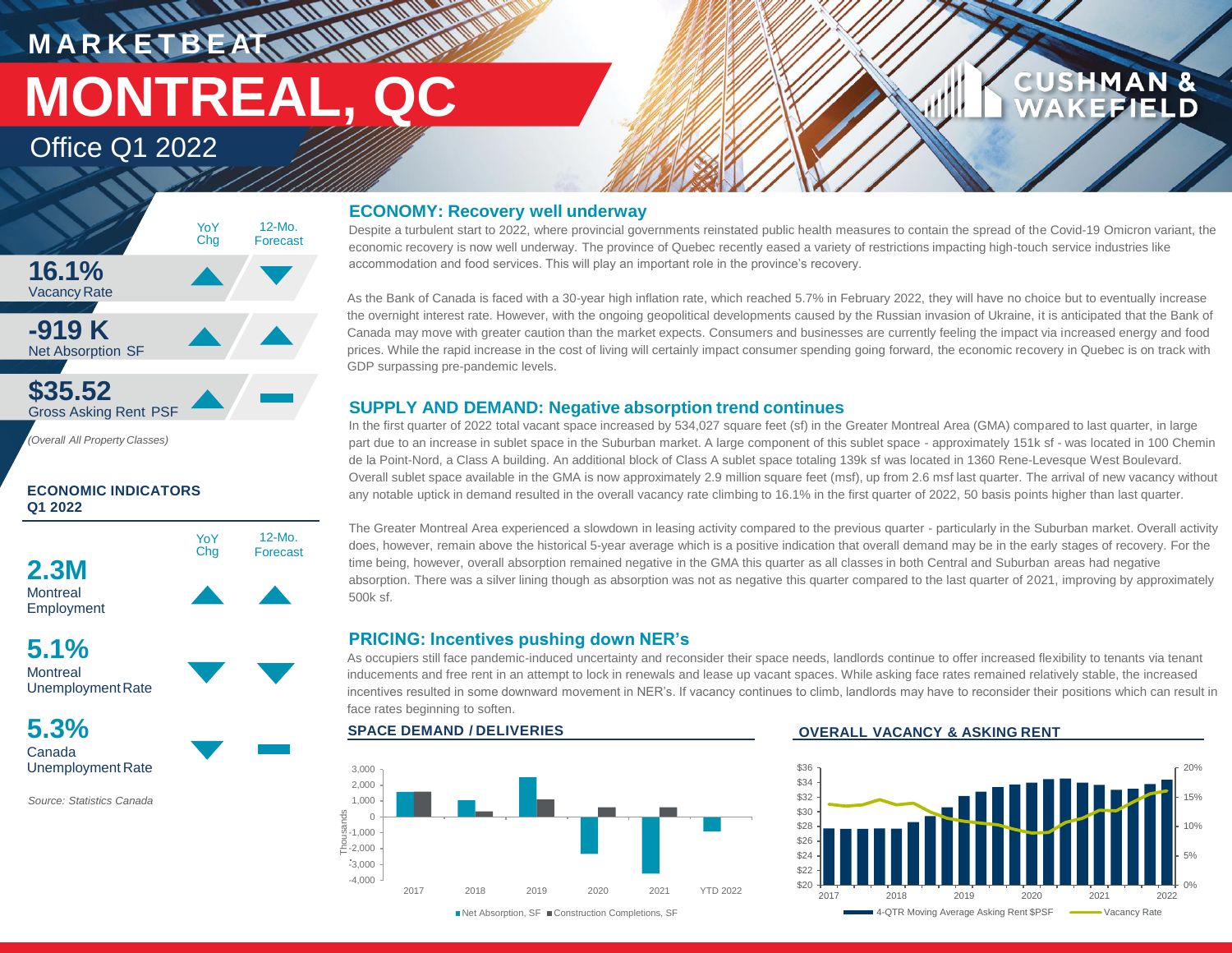# MARKETBEAT

# MONTREAL, QC

## Office Q1 2022

| | YoY Chg | 12-Mo. Forecast |
|---|---|---|
| **16.1%** Vacancy Rate | ▲ | ▼ |
| **-919 K** Net Absorption SF | ▲ | ▲ |
| **$35.52** Gross Asking Rent PSF | ▲ | ▬ |

*(Overall All Property Classes)*

### ECONOMIC INDICATORS Q1 2022

| | YoY Chg | 12-Mo. Forecast |
|---|---|---|
| **2.3M** Montreal Employment | ▲ | ▲ |
| **5.1%** Montreal Unemployment Rate | ▼ | ▼ |
| **5.3%** Canada Unemployment Rate | ▼ | ▬ |

*Source: Statistics Canada*

## ECONOMY: Recovery well underway

Despite a turbulent start to 2022, where provincial governments reinstated public health measures to contain the spread of the Covid-19 Omicron variant, the economic recovery is now well underway. The province of Quebec recently eased a variety of restrictions impacting high-touch service industries like accommodation and food services. This will play an important role in the province's recovery.

As the Bank of Canada is faced with a 30-year high inflation rate, which reached 5.7% in February 2022, they will have no choice but to eventually increase the overnight interest rate. However, with the ongoing geopolitical developments caused by the Russian invasion of Ukraine, it is anticipated that the Bank of Canada may move with greater caution than the market expects. Consumers and businesses are currently feeling the impact via increased energy and food prices. While the rapid increase in the cost of living will certainly impact consumer spending going forward, the economic recovery in Quebec is on track with GDP surpassing pre-pandemic levels.

## SUPPLY AND DEMAND: Negative absorption trend continues

In the first quarter of 2022 total vacant space increased by 534,027 square feet (sf) in the Greater Montreal Area (GMA) compared to last quarter, in large part due to an increase in sublet space in the Suburban market. A large component of this sublet space - approximately 151k sf - was located in 100 Chemin de la Point-Nord, a Class A building. An additional block of Class A sublet space totaling 139k sf was located in 1360 Rene-Levesque West Boulevard. Overall sublet space available in the GMA is now approximately 2.9 million square feet (msf), up from 2.6 msf last quarter. The arrival of new vacancy without any notable uptick in demand resulted in the overall vacancy rate climbing to 16.1% in the first quarter of 2022, 50 basis points higher than last quarter.

The Greater Montreal Area experienced a slowdown in leasing activity compared to the previous quarter - particularly in the Suburban market. Overall activity does, however, remain above the historical 5-year average which is a positive indication that overall demand may be in the early stages of recovery. For the time being, however, overall absorption remained negative in the GMA this quarter as all classes in both Central and Suburban areas had negative absorption. There was a silver lining though as absorption was not as negative this quarter compared to the last quarter of 2021, improving by approximately 500k sf.

## PRICING: Incentives pushing down NER's

As occupiers still face pandemic-induced uncertainty and reconsider their space needs, landlords continue to offer increased flexibility to tenants via tenant inducements and free rent in an attempt to lock in renewals and lease up vacant spaces. While asking face rates remained relatively stable, the increased incentives resulted in some downward movement in NER's. If vacancy continues to climb, landlords may have to reconsider their positions which can result in face rates beginning to soften.

### SPACE DEMAND / DELIVERIES

Thousands; Net Absorption, SF; Construction Completions, SF (2017 – YTD 2022)

### OVERALL VACANCY & ASKING RENT

4-QTR Moving Average Asking Rent $PSF; Vacancy Rate (2017 – 2022)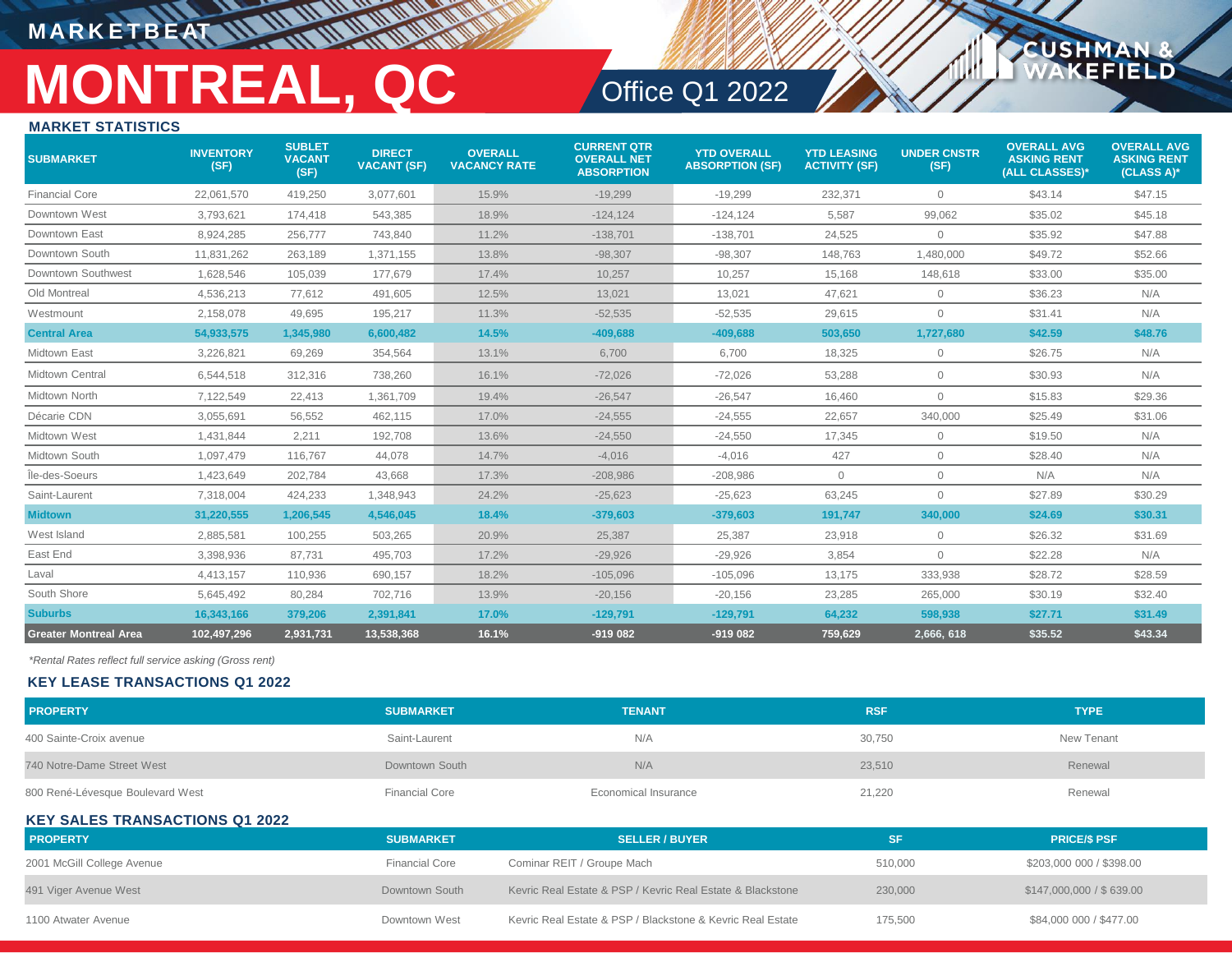# MONTREAL, QC

## Office Q1 2022

### MARKET STATISTICS

| SUBMARKET | INVENTORY (SF) | SUBLET VACANT (SF) | DIRECT VACANT (SF) | OVERALL VACANCY RATE | CURRENT QTR OVERALL NET ABSORPTION | YTD OVERALL ABSORPTION (SF) | YTD LEASING ACTIVITY (SF) | UNDER CNSTR (SF) | OVERALL AVG ASKING RENT (ALL CLASSES)* | OVERALL AVG ASKING RENT (CLASS A)* |
|---|---|---|---|---|---|---|---|---|---|---|
| Financial Core | 22,061,570 | 419,250 | 3,077,601 | 15.9% | -19,299 | -19,299 | 232,371 | 0 | $43.14 | $47.15 |
| Downtown West | 3,793,621 | 174,418 | 543,385 | 18.9% | -124,124 | -124,124 | 5,587 | 99,062 | $35.02 | $45.18 |
| Downtown East | 8,924,285 | 256,777 | 743,840 | 11.2% | -138,701 | -138,701 | 24,525 | 0 | $35.92 | $47.88 |
| Downtown South | 11,831,262 | 263,189 | 1,371,155 | 13.8% | -98,307 | -98,307 | 148,763 | 1,480,000 | $49.72 | $52.66 |
| Downtown Southwest | 1,628,546 | 105,039 | 177,679 | 17.4% | 10,257 | 10,257 | 15,168 | 148,618 | $33.00 | $35.00 |
| Old Montreal | 4,536,213 | 77,612 | 491,605 | 12.5% | 13,021 | 13,021 | 47,621 | 0 | $36.23 | N/A |
| Westmount | 2,158,078 | 49,695 | 195,217 | 11.3% | -52,535 | -52,535 | 29,615 | 0 | $31.41 | N/A |
| **Central Area** | **54,933,575** | **1,345,980** | **6,600,482** | **14.5%** | **-409,688** | **-409,688** | **503,650** | **1,727,680** | **$42.59** | **$48.76** |
| Midtown East | 3,226,821 | 69,269 | 354,564 | 13.1% | 6,700 | 6,700 | 18,325 | 0 | $26.75 | N/A |
| Midtown Central | 6,544,518 | 312,316 | 738,260 | 16.1% | -72,026 | -72,026 | 53,288 | 0 | $30.93 | N/A |
| Midtown North | 7,122,549 | 22,413 | 1,361,709 | 19.4% | -26,547 | -26,547 | 16,460 | 0 | $15.83 | $29.36 |
| Décarie CDN | 3,055,691 | 56,552 | 462,115 | 17.0% | -24,555 | -24,555 | 22,657 | 340,000 | $25.49 | $31.06 |
| Midtown West | 1,431,844 | 2,211 | 192,708 | 13.6% | -24,550 | -24,550 | 17,345 | 0 | $19.50 | N/A |
| Midtown South | 1,097,479 | 116,767 | 44,078 | 14.7% | -4,016 | -4,016 | 427 | 0 | $28.40 | N/A |
| Île-des-Soeurs | 1,423,649 | 202,784 | 43,668 | 17.3% | -208,986 | -208,986 | 0 | 0 | N/A | N/A |
| Saint-Laurent | 7,318,004 | 424,233 | 1,348,943 | 24.2% | -25,623 | -25,623 | 63,245 | 0 | $27.89 | $30.29 |
| **Midtown** | **31,220,555** | **1,206,545** | **4,546,045** | **18.4%** | **-379,603** | **-379,603** | **191,747** | **340,000** | **$24.69** | **$30.31** |
| West Island | 2,885,581 | 100,255 | 503,265 | 20.9% | 25,387 | 25,387 | 23,918 | 0 | $26.32 | $31.69 |
| East End | 3,398,936 | 87,731 | 495,703 | 17.2% | -29,926 | -29,926 | 3,854 | 0 | $22.28 | N/A |
| Laval | 4,413,157 | 110,936 | 690,157 | 18.2% | -105,096 | -105,096 | 13,175 | 333,938 | $28.72 | $28.59 |
| South Shore | 5,645,492 | 80,284 | 702,716 | 13.9% | -20,156 | -20,156 | 23,285 | 265,000 | $30.19 | $32.40 |
| **Suburbs** | **16,343,166** | **379,206** | **2,391,841** | **17.0%** | **-129,791** | **-129,791** | **64,232** | **598,938** | **$27.71** | **$31.49** |
| **Greater Montreal Area** | **102,497,296** | **2,931,731** | **13,538,368** | **16.1%** | **-919 082** | **-919 082** | **759,629** | **2,666, 618** | **$35.52** | **$43.34** |

*Rental Rates reflect full service asking (Gross rent)*

### KEY LEASE TRANSACTIONS Q1 2022

| PROPERTY | SUBMARKET | TENANT | RSF | TYPE |
|---|---|---|---|---|
| 400 Sainte-Croix avenue | Saint-Laurent | N/A | 30,750 | New Tenant |
| 740 Notre-Dame Street West | Downtown South | N/A | 23,510 | Renewal |
| 800 René-Lévesque Boulevard West | Financial Core | Economical Insurance | 21,220 | Renewal |

### KEY SALES TRANSACTIONS Q1 2022

| PROPERTY | SUBMARKET | SELLER / BUYER | SF | PRICE/$ PSF |
|---|---|---|---|---|
| 2001 McGill College Avenue | Financial Core | Cominar REIT / Groupe Mach | 510,000 | $203,000 000 / $398.00 |
| 491 Viger Avenue West | Downtown South | Kevric Real Estate & PSP / Kevric Real Estate & Blackstone | 230,000 | $147,000,000 / $ 639.00 |
| 1100 Atwater Avenue | Downtown West | Kevric Real Estate & PSP / Blackstone & Kevric Real Estate | 175,500 | $84,000 000 / $477.00 |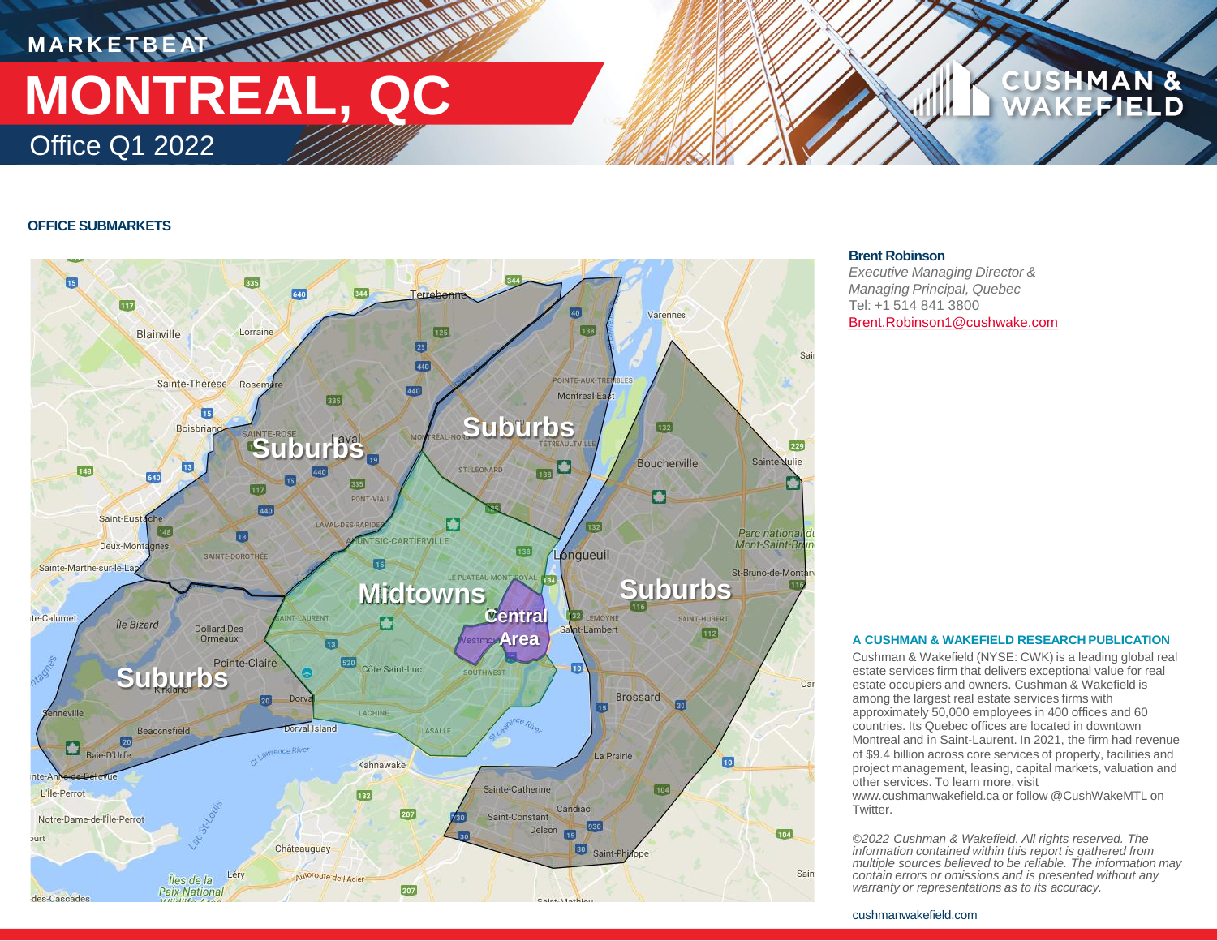# MARKETBEAT

# MONTREAL, QC

## Office Q1 2022

### OFFICE SUBMARKETS

Suburbs

Suburbs

Midtowns

Central Area

Suburbs

Suburbs

**Brent Robinson**
*Executive Managing Director & Managing Principal, Quebec*
Tel: +1 514 841 3800
Brent.Robinson1@cushwake.com

**A CUSHMAN & WAKEFIELD RESEARCH PUBLICATION**

Cushman & Wakefield (NYSE: CWK) is a leading global real estate services firm that delivers exceptional value for real estate occupiers and owners. Cushman & Wakefield is among the largest real estate services firms with approximately 50,000 employees in 400 offices and 60 countries. Its Quebec offices are located in downtown Montreal and in Saint-Laurent. In 2021, the firm had revenue of $9.4 billion across core services of property, facilities and project management, leasing, capital markets, valuation and other services. To learn more, visit www.cushmanwakefield.ca or follow @CushWakeMTL on Twitter.

*©2022 Cushman & Wakefield. All rights reserved. The information contained within this report is gathered from multiple sources believed to be reliable. The information may contain errors or omissions and is presented without any warranty or representations as to its accuracy.*

cushmanwakefield.com